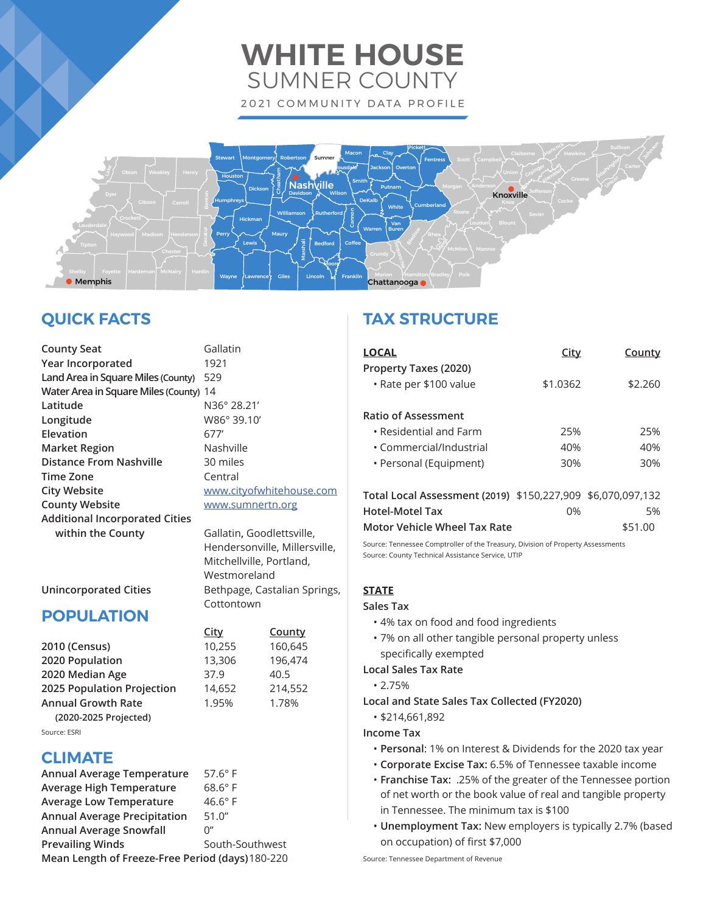# WHITE HOUSE
## SUMNER COUNTY

2021 COMMUNITY DATA PROFILE

## QUICK FACTS

| | |
|---|---|
| County Seat | Gallatin |
| Year Incorporated | 1921 |
| Land Area in Square Miles (County) | 529 |
| Water Area in Square Miles (County) | 14 |
| Latitude | N36° 28.21' |
| Longitude | W86° 39.10' |
| Elevation | 677' |
| Market Region | Nashville |
| Distance From Nashville | 30 miles |
| Time Zone | Central |
| City Website | www.cityofwhitehouse.com |
| County Website | www.sumnertn.org |
| Additional Incorporated Cities within the County | Gallatin, Goodlettsville, Hendersonville, Millersville, Mitchellville, Portland, Westmoreland |
| Unincorporated Cities | Bethpage, Castalian Springs, Cottontown |

## POPULATION

| | City | County |
|---|---|---|
| 2010 (Census) | 10,255 | 160,645 |
| 2020 Population | 13,306 | 196,474 |
| 2020 Median Age | 37.9 | 40.5 |
| 2025 Population Projection | 14,652 | 214,552 |
| Annual Growth Rate (2020-2025 Projected) | 1.95% | 1.78% |

Source: ESRI

## CLIMATE

| | |
|---|---|
| Annual Average Temperature | 57.6° F |
| Average High Temperature | 68.6° F |
| Average Low Temperature | 46.6° F |
| Annual Average Precipitation | 51.0" |
| Annual Average Snowfall | 0" |
| Prevailing Winds | South-Southwest |
| Mean Length of Freeze-Free Period (days) | 180-220 |

## TAX STRUCTURE

| LOCAL | City | County |
|---|---|---|
| Property Taxes (2020) | | |
| • Rate per $100 value | $1.0362 | $2.260 |
| Ratio of Assessment | | |
| • Residential and Farm | 25% | 25% |
| • Commercial/Industrial | 40% | 40% |
| • Personal (Equipment) | 30% | 30% |
| Total Local Assessment (2019) | $150,227,909 | $6,070,097,132 |
| Hotel-Motel Tax | 0% | 5% |
| Motor Vehicle Wheel Tax Rate | | $51.00 |

Source: Tennessee Comptroller of the Treasury, Division of Property Assessments
Source: County Technical Assistance Service, UTIP

### STATE

**Sales Tax**

- 4% tax on food and food ingredients
- 7% on all other tangible personal property unless specifically exempted

**Local Sales Tax Rate**

- 2.75%

**Local and State Sales Tax Collected (FY2020)**

- $214,661,892

**Income Tax**

- **Personal**: 1% on Interest & Dividends for the 2020 tax year
- **Corporate Excise Tax:** 6.5% of Tennessee taxable income
- **Franchise Tax:** .25% of the greater of the Tennessee portion of net worth or the book value of real and tangible property in Tennessee. The minimum tax is $100
- **Unemployment Tax:** New employers is typically 2.7% (based on occupation) of first $7,000

Source: Tennessee Department of Revenue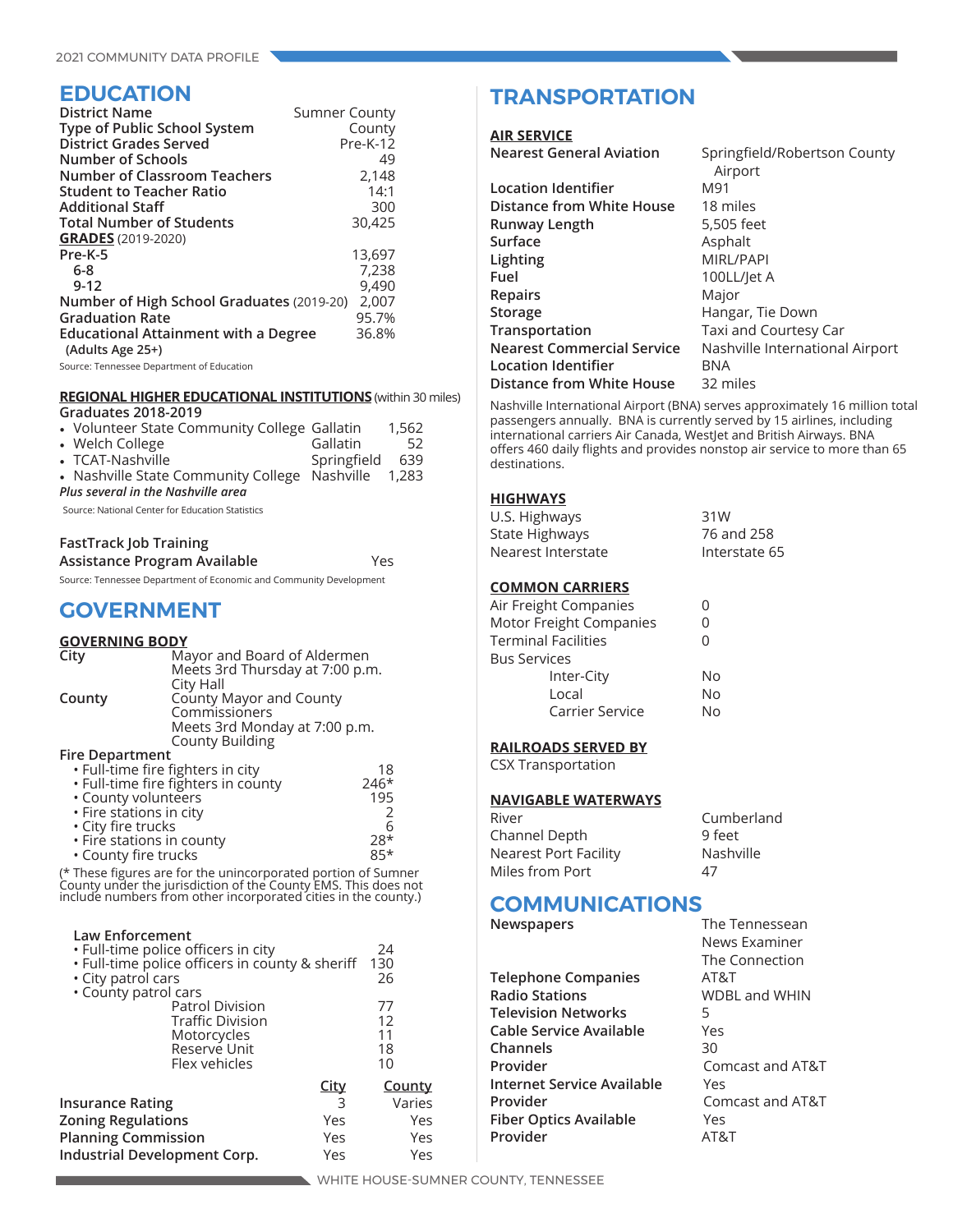## EDUCATION

| | |
|---|---|
| **District Name** | Sumner County |
| **Type of Public School System** | County |
| **District Grades Served** | Pre-K-12 |
| **Number of Schools** | 49 |
| **Number of Classroom Teachers** | 2,148 |
| **Student to Teacher Ratio** | 14:1 |
| **Additional Staff** | 300 |
| **Total Number of Students** | 30,425 |
| **GRADES** (2019-2020) | |
| **Pre-K-5** | 13,697 |
| **6-8** | 7,238 |
| **9-12** | 9,490 |
| **Number of High School Graduates** (2019-20) | 2,007 |
| **Graduation Rate** | 95.7% |
| **Educational Attainment with a Degree** (Adults Age 25+) | 36.8% |

Source: Tennessee Department of Education

**REGIONAL HIGHER EDUCATIONAL INSTITUTIONS** (within 30 miles)

**Graduates 2018-2019**

| | | |
|---|---|---|
| • Volunteer State Community College | Gallatin | 1,562 |
| • Welch College | Gallatin | 52 |
| • TCAT-Nashville | Springfield | 639 |
| • Nashville State Community College | Nashville | 1,283 |

*Plus several in the Nashville area*

Source: National Center for Education Statistics

FastTrack Job Training Assistance Program Available — Yes

Source: Tennessee Department of Economic and Community Development

## GOVERNMENT

**GOVERNING BODY**

**City** — Mayor and Board of Aldermen  
Meets 3rd Thursday at 7:00 p.m.  
City Hall

**County** — County Mayor and County Commissioners  
Meets 3rd Monday at 7:00 p.m.  
County Building

**Fire Department**

| | |
|---|---|
| • Full-time fire fighters in city | 18 |
| • Full-time fire fighters in county | 246* |
| • County volunteers | 195 |
| • Fire stations in city | 2 |
| • City fire trucks | 6 |
| • Fire stations in county | 28* |
| • County fire trucks | 85* |

(* These figures are for the unincorporated portion of Sumner County under the jurisdiction of the County EMS. This does not include numbers from other incorporated cities in the county.)

**Law Enforcement**

| | |
|---|---|
| • Full-time police officers in city | 24 |
| • Full-time police officers in county & sheriff | 130 |
| • City patrol cars | 26 |
| • County patrol cars | |
| Patrol Division | 77 |
| Traffic Division | 12 |
| Motorcycles | 11 |
| Reserve Unit | 18 |
| Flex vehicles | 10 |

| | City | County |
|---|---|---|
| **Insurance Rating** | 3 | Varies |
| **Zoning Regulations** | Yes | Yes |
| **Planning Commission** | Yes | Yes |
| **Industrial Development Corp.** | Yes | Yes |

## TRANSPORTATION

**AIR SERVICE**

| | |
|---|---|
| **Nearest General Aviation** | Springfield/Robertson County Airport |
| **Location Identifier** | M91 |
| **Distance from White House** | 18 miles |
| **Runway Length** | 5,505 feet |
| **Surface** | Asphalt |
| **Lighting** | MIRL/PAPI |
| **Fuel** | 100LL/Jet A |
| **Repairs** | Major |
| **Storage** | Hangar, Tie Down |
| **Transportation** | Taxi and Courtesy Car |
| **Nearest Commercial Service** | Nashville International Airport |
| **Location Identifier** | BNA |
| **Distance from White House** | 32 miles |

Nashville International Airport (BNA) serves approximately 16 million total passengers annually. BNA is currently served by 15 airlines, including international carriers Air Canada, WestJet and British Airways. BNA offers 460 daily flights and provides nonstop air service to more than 65 destinations.

**HIGHWAYS**

| | |
|---|---|
| U.S. Highways | 31W |
| State Highways | 76 and 258 |
| Nearest Interstate | Interstate 65 |

**COMMON CARRIERS**

| | |
|---|---|
| Air Freight Companies | 0 |
| Motor Freight Companies | 0 |
| Terminal Facilities | 0 |
| Bus Services | |
| Inter-City | No |
| Local | No |
| Carrier Service | No |

**RAILROADS SERVED BY**

CSX Transportation

**NAVIGABLE WATERWAYS**

| | |
|---|---|
| River | Cumberland |
| Channel Depth | 9 feet |
| Nearest Port Facility | Nashville |
| Miles from Port | 47 |

## COMMUNICATIONS

| | |
|---|---|
| **Newspapers** | The Tennessean<br>News Examiner<br>The Connection |
| **Telephone Companies** | AT&T |
| **Radio Stations** | WDBL and WHIN |
| **Television Networks** | 5 |
| **Cable Service Available** | Yes |
| **Channels** | 30 |
| **Provider** | Comcast and AT&T |
| **Internet Service Available** | Yes |
| **Provider** | Comcast and AT&T |
| **Fiber Optics Available** | Yes |
| **Provider** | AT&T |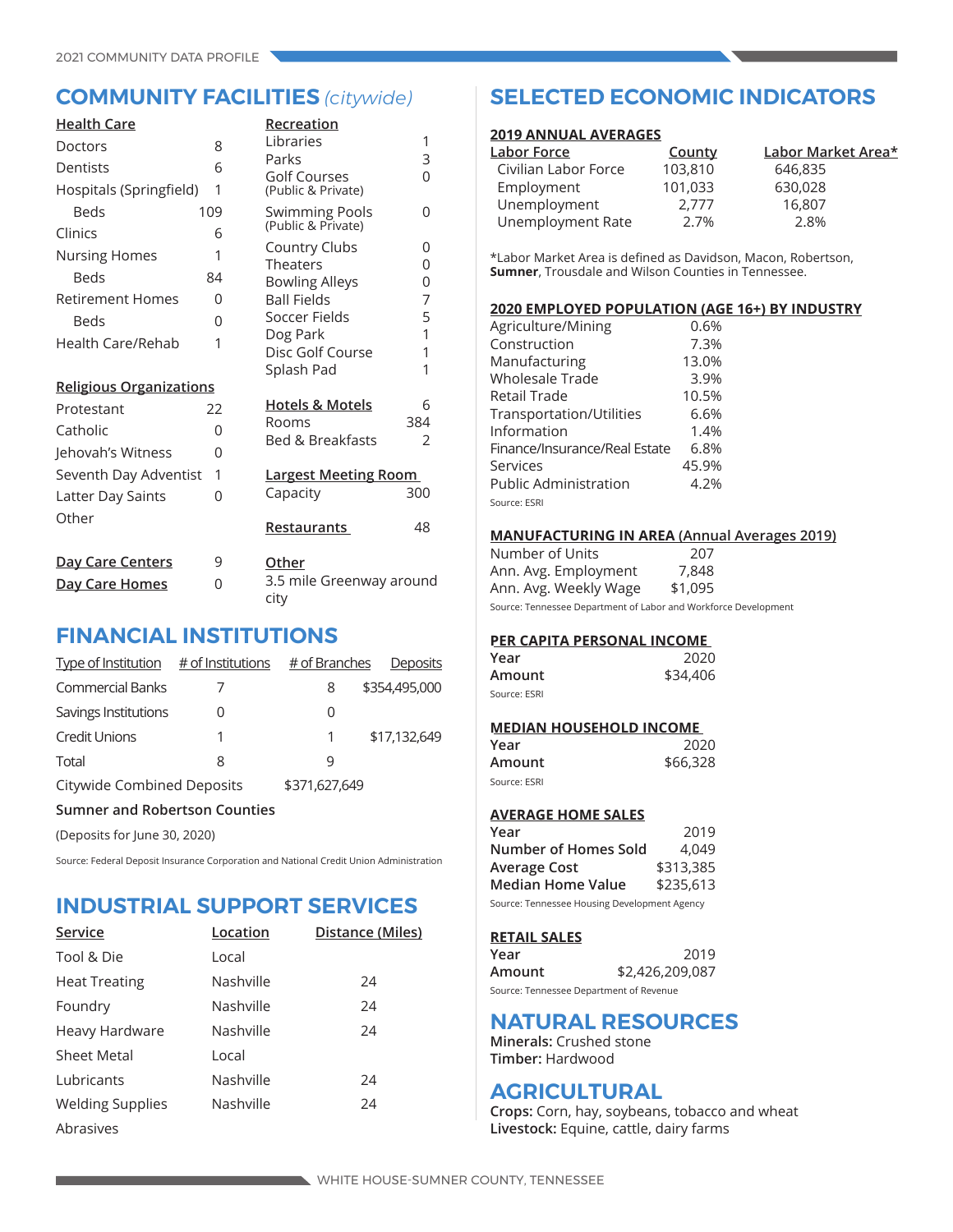## COMMUNITY FACILITIES *(citywide)*

### Health Care

| | |
|---|---|
| Doctors | 8 |
| Dentists | 6 |
| Hospitals (Springfield) | 1 |
| Beds | 109 |
| Clinics | 6 |
| Nursing Homes | 1 |
| Beds | 84 |
| Retirement Homes | 0 |
| Beds | 0 |
| Health Care/Rehab | 1 |

### Religious Organizations

| | |
|---|---|
| Protestant | 22 |
| Catholic | 0 |
| Jehovah's Witness | 0 |
| Seventh Day Adventist | 1 |
| Latter Day Saints | 0 |
| Other | |

| | |
|---|---|
| **Day Care Centers** | 9 |
| **Day Care Homes** | 0 |

### Recreation

| | |
|---|---|
| Libraries | 1 |
| Parks | 3 |
| Golf Courses (Public & Private) | 0 |
| Swimming Pools (Public & Private) | 0 |
| Country Clubs | 0 |
| Theaters | 0 |
| Bowling Alleys | 0 |
| Ball Fields | 7 |
| Soccer Fields | 5 |
| Dog Park | 1 |
| Disc Golf Course | 1 |
| Splash Pad | 1 |

| | |
|---|---|
| **Hotels & Motels** | 6 |
| Rooms | 384 |
| Bed & Breakfasts | 2 |

| | |
|---|---|
| **Largest Meeting Room** | |
| Capacity | 300 |

| | |
|---|---|
| **Restaurants** | 48 |

**Other**

3.5 mile Greenway around city

## FINANCIAL INSTITUTIONS

| Type of Institution | # of Institutions | # of Branches | Deposits |
|---|---|---|---|
| Commercial Banks | 7 | 8 | $354,495,000 |
| Savings Institutions | 0 | 0 | |
| Credit Unions | 1 | 1 | $17,132,649 |
| Total | 8 | 9 | |
| Citywide Combined Deposits | | $371,627,649 | |

**Sumner and Robertson Counties**

(Deposits for June 30, 2020)

Source: Federal Deposit Insurance Corporation and National Credit Union Administration

## INDUSTRIAL SUPPORT SERVICES

| Service | Location | Distance (Miles) |
|---|---|---|
| Tool & Die | Local | |
| Heat Treating | Nashville | 24 |
| Foundry | Nashville | 24 |
| Heavy Hardware | Nashville | 24 |
| Sheet Metal | Local | |
| Lubricants | Nashville | 24 |
| Welding Supplies | Nashville | 24 |
| Abrasives | | |

## SELECTED ECONOMIC INDICATORS

### 2019 ANNUAL AVERAGES

| Labor Force | County | Labor Market Area* |
|---|---|---|
| Civilian Labor Force | 103,810 | 646,835 |
| Employment | 101,033 | 630,028 |
| Unemployment | 2,777 | 16,807 |
| Unemployment Rate | 2.7% | 2.8% |

*Labor Market Area is defined as Davidson, Macon, Robertson, **Sumner**, Trousdale and Wilson Counties in Tennessee.

### 2020 EMPLOYED POPULATION (AGE 16+) BY INDUSTRY

| | |
|---|---|
| Agriculture/Mining | 0.6% |
| Construction | 7.3% |
| Manufacturing | 13.0% |
| Wholesale Trade | 3.9% |
| Retail Trade | 10.5% |
| Transportation/Utilities | 6.6% |
| Information | 1.4% |
| Finance/Insurance/Real Estate | 6.8% |
| Services | 45.9% |
| Public Administration | 4.2% |

Source: ESRI

### MANUFACTURING IN AREA (Annual Averages 2019)

| | |
|---|---|
| Number of Units | 207 |
| Ann. Avg. Employment | 7,848 |
| Ann. Avg. Weekly Wage | $1,095 |

Source: Tennessee Department of Labor and Workforce Development

### PER CAPITA PERSONAL INCOME

| | |
|---|---|
| **Year** | 2020 |
| **Amount** | $34,406 |

Source: ESRI

### MEDIAN HOUSEHOLD INCOME

| | |
|---|---|
| **Year** | 2020 |
| **Amount** | $66,328 |

Source: ESRI

### AVERAGE HOME SALES

| | |
|---|---|
| **Year** | 2019 |
| **Number of Homes Sold** | 4,049 |
| **Average Cost** | $313,385 |
| **Median Home Value** | $235,613 |

Source: Tennessee Housing Development Agency

### RETAIL SALES

| | |
|---|---|
| **Year** | 2019 |
| **Amount** | $2,426,209,087 |

Source: Tennessee Department of Revenue

## NATURAL RESOURCES

**Minerals:** Crushed stone
**Timber:** Hardwood

## AGRICULTURAL

**Crops:** Corn, hay, soybeans, tobacco and wheat
**Livestock:** Equine, cattle, dairy farms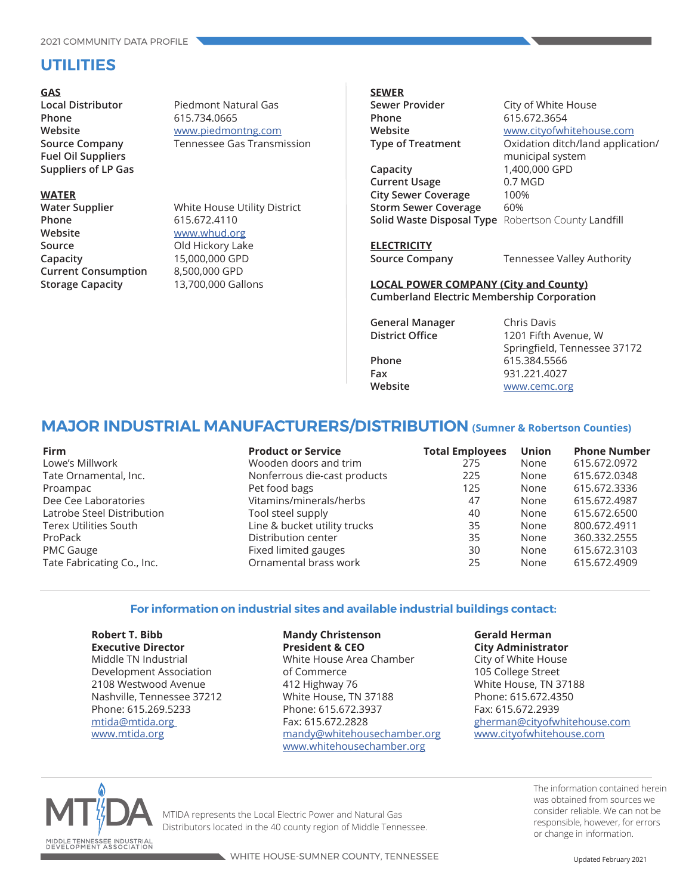# UTILITIES

## GAS

| | |
|---|---|
| **Local Distributor** | Piedmont Natural Gas |
| **Phone** | 615.734.0665 |
| **Website** | www.piedmontng.com |
| **Source Company** | Tennessee Gas Transmission |
| **Fuel Oil Suppliers** | |
| **Suppliers of LP Gas** | |

## WATER

| | |
|---|---|
| **Water Supplier** | White House Utility District |
| **Phone** | 615.672.4110 |
| **Website** | www.whud.org |
| **Source** | Old Hickory Lake |
| **Capacity** | 15,000,000 GPD |
| **Current Consumption** | 8,500,000 GPD |
| **Storage Capacity** | 13,700,000 Gallons |

## SEWER

| | |
|---|---|
| **Sewer Provider** | City of White House |
| **Phone** | 615.672.3654 |
| **Website** | www.cityofwhitehouse.com |
| **Type of Treatment** | Oxidation ditch/land application/ municipal system |
| **Capacity** | 1,400,000 GPD |
| **Current Usage** | 0.7 MGD |
| **City Sewer Coverage** | 100% |
| **Storm Sewer Coverage** | 60% |
| **Solid Waste Disposal Type** | Robertson County Landfill |

## ELECTRICITY

| | |
|---|---|
| **Source Company** | Tennessee Valley Authority |

## LOCAL POWER COMPANY (City and County)

**Cumberland Electric Membership Corporation**

| | |
|---|---|
| **General Manager** | Chris Davis |
| **District Office** | 1201 Fifth Avenue, W<br>Springfield, Tennessee 37172 |
| **Phone** | 615.384.5566 |
| **Fax** | 931.221.4027 |
| **Website** | www.cemc.org |

# MAJOR INDUSTRIAL MANUFACTURERS/DISTRIBUTION (Sumner & Robertson Counties)

| Firm | Product or Service | Total Employees | Union | Phone Number |
|---|---|---|---|---|
| Lowe's Millwork | Wooden doors and trim | 275 | None | 615.672.0972 |
| Tate Ornamental, Inc. | Nonferrous die-cast products | 225 | None | 615.672.0348 |
| Proampac | Pet food bags | 125 | None | 615.672.3336 |
| Dee Cee Laboratories | Vitamins/minerals/herbs | 47 | None | 615.672.4987 |
| Latrobe Steel Distribution | Tool steel supply | 40 | None | 615.672.6500 |
| Terex Utilities South | Line & bucket utility trucks | 35 | None | 800.672.4911 |
| ProPack | Distribution center | 35 | None | 360.332.2555 |
| PMC Gauge | Fixed limited gauges | 30 | None | 615.672.3103 |
| Tate Fabricating Co., Inc. | Ornamental brass work | 25 | None | 615.672.4909 |

## For information on industrial sites and available industrial buildings contact:

**Robert T. Bibb**
**Executive Director**
Middle TN Industrial Development Association
2108 Westwood Avenue
Nashville, Tennessee 37212
Phone: 615.269.5233
mtida@mtida.org
www.mtida.org

**Mandy Christenson**
**President & CEO**
White House Area Chamber of Commerce
412 Highway 76
White House, TN 37188
Phone: 615.672.3937
Fax: 615.672.2828
mandy@whitehousechamber.org
www.whitehousechamber.org

**Gerald Herman**
**City Administrator**
City of White House
105 College Street
White House, TN 37188
Phone: 615.672.4350
Fax: 615.672.2939
gherman@cityofwhitehouse.com
www.cityofwhitehouse.com

MTIDA
MIDDLE TENNESSEE INDUSTRIAL DEVELOPMENT ASSOCIATION

MTIDA represents the Local Electric Power and Natural Gas Distributors located in the 40 county region of Middle Tennessee.

The information contained herein was obtained from sources we consider reliable. We can not be responsible, however, for errors or change in information.

Updated February 2021